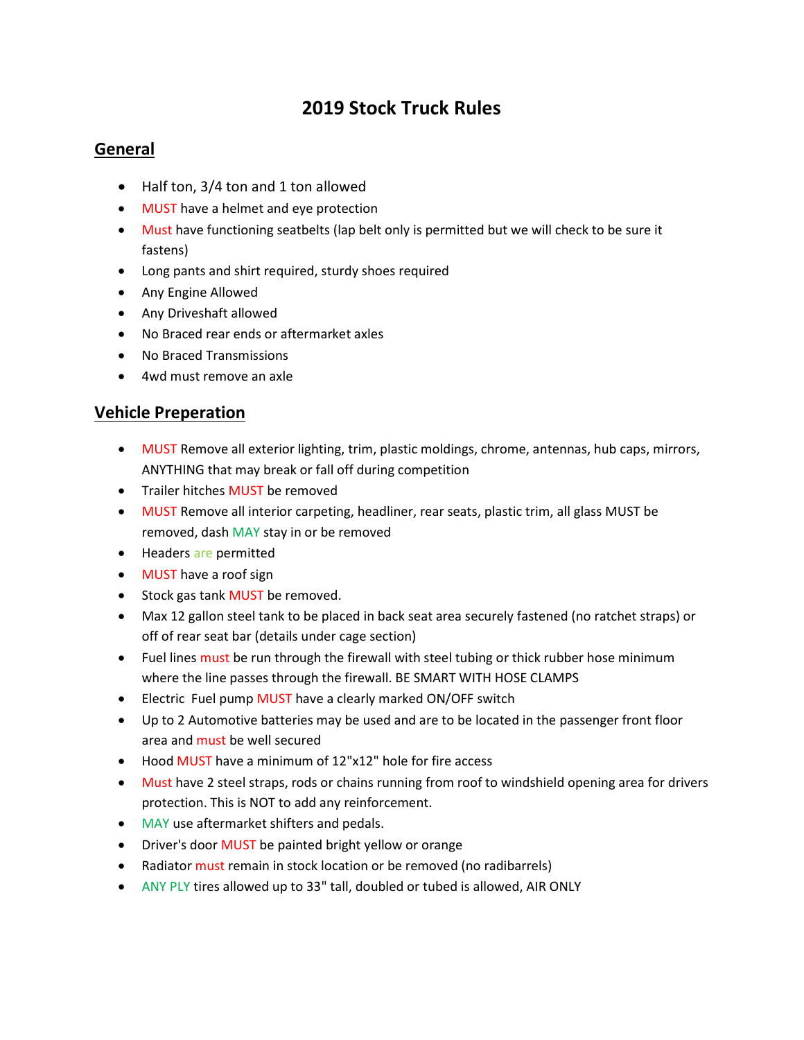# 2019 Stock Truck Rules

## General

- Half ton, 3/4 ton and 1 ton allowed
- MUST have a helmet and eye protection
- Must have functioning seatbelts (lap belt only is permitted but we will check to be sure it fastens)
- Long pants and shirt required, sturdy shoes required
- Any Engine Allowed
- Any Driveshaft allowed
- No Braced rear ends or aftermarket axles
- No Braced Transmissions
- 4wd must remove an axle

## Vehicle Preperation

- MUST Remove all exterior lighting, trim, plastic moldings, chrome, antennas, hub caps, mirrors, ANYTHING that may break or fall off during competition
- Trailer hitches MUST be removed
- MUST Remove all interior carpeting, headliner, rear seats, plastic trim, all glass MUST be removed, dash MAY stay in or be removed
- Headers are permitted
- MUST have a roof sign
- Stock gas tank MUST be removed.
- Max 12 gallon steel tank to be placed in back seat area securely fastened (no ratchet straps) or off of rear seat bar (details under cage section)
- Fuel lines must be run through the firewall with steel tubing or thick rubber hose minimum where the line passes through the firewall. BE SMART WITH HOSE CLAMPS
- Electric  Fuel pump MUST have a clearly marked ON/OFF switch
- Up to 2 Automotive batteries may be used and are to be located in the passenger front floor area and must be well secured
- Hood MUST have a minimum of 12"x12" hole for fire access
- Must have 2 steel straps, rods or chains running from roof to windshield opening area for drivers protection. This is NOT to add any reinforcement.
- MAY use aftermarket shifters and pedals.
- Driver's door MUST be painted bright yellow or orange
- Radiator must remain in stock location or be removed (no radibarrels)
- ANY PLY tires allowed up to 33" tall, doubled or tubed is allowed, AIR ONLY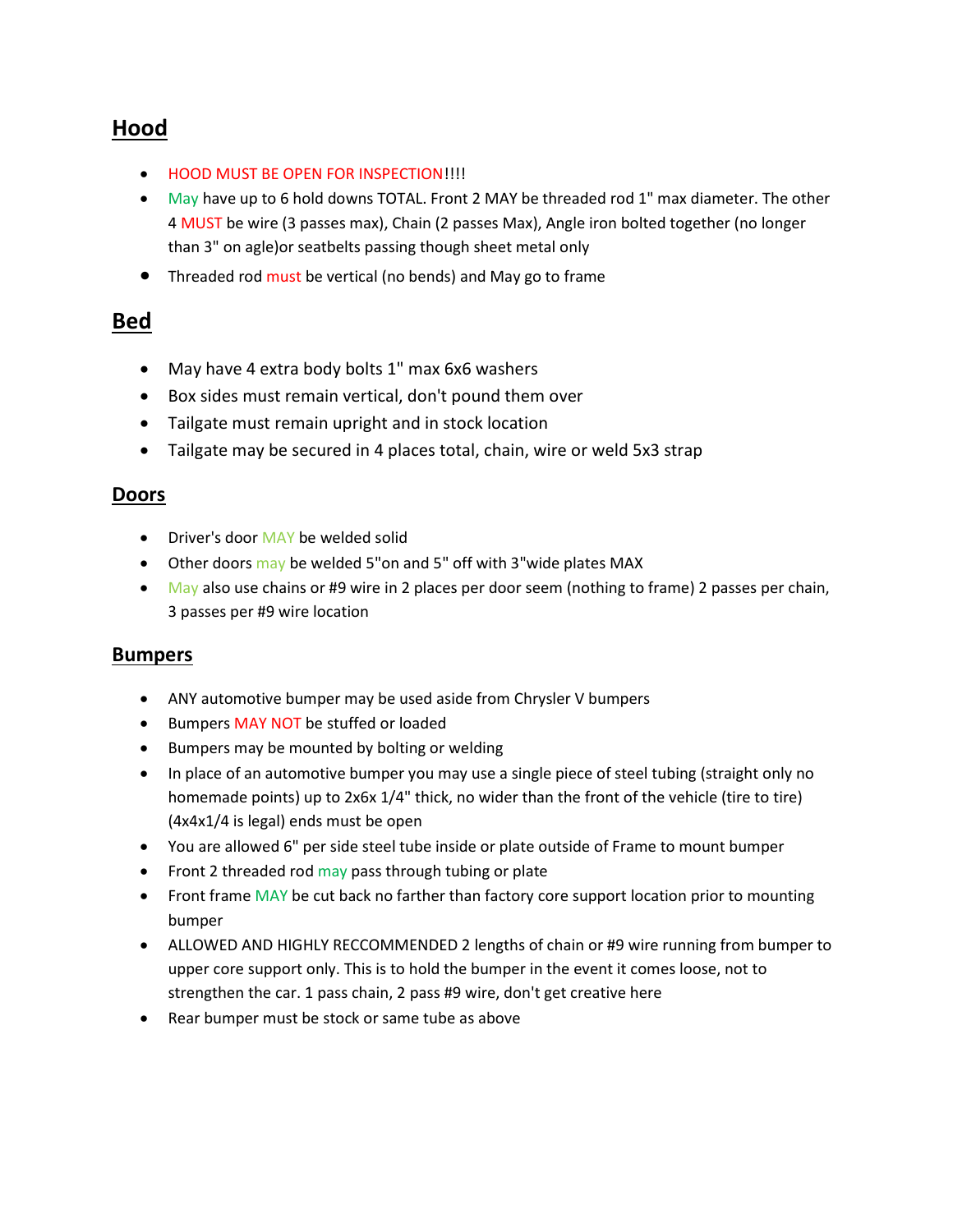## Hood

- HOOD MUST BE OPEN FOR INSPECTION!!!!
- May have up to 6 hold downs TOTAL. Front 2 MAY be threaded rod 1" max diameter. The other 4 MUST be wire (3 passes max), Chain (2 passes Max), Angle iron bolted together (no longer than 3" on agle)or seatbelts passing though sheet metal only
- Threaded rod must be vertical (no bends) and May go to frame

## Bed

- May have 4 extra body bolts 1" max 6x6 washers
- Box sides must remain vertical, don't pound them over
- Tailgate must remain upright and in stock location
- Tailgate may be secured in 4 places total, chain, wire or weld 5x3 strap

## Doors

- Driver's door MAY be welded solid
- Other doors may be welded 5"on and 5" off with 3"wide plates MAX
- May also use chains or #9 wire in 2 places per door seem (nothing to frame) 2 passes per chain, 3 passes per #9 wire location

## Bumpers

- ANY automotive bumper may be used aside from Chrysler V bumpers
- Bumpers MAY NOT be stuffed or loaded
- Bumpers may be mounted by bolting or welding
- In place of an automotive bumper you may use a single piece of steel tubing (straight only no homemade points) up to 2x6x 1/4" thick, no wider than the front of the vehicle (tire to tire) (4x4x1/4 is legal) ends must be open
- You are allowed 6" per side steel tube inside or plate outside of Frame to mount bumper
- Front 2 threaded rod may pass through tubing or plate
- Front frame MAY be cut back no farther than factory core support location prior to mounting bumper
- ALLOWED AND HIGHLY RECCOMMENDED 2 lengths of chain or #9 wire running from bumper to upper core support only. This is to hold the bumper in the event it comes loose, not to strengthen the car. 1 pass chain, 2 pass #9 wire, don't get creative here
- Rear bumper must be stock or same tube as above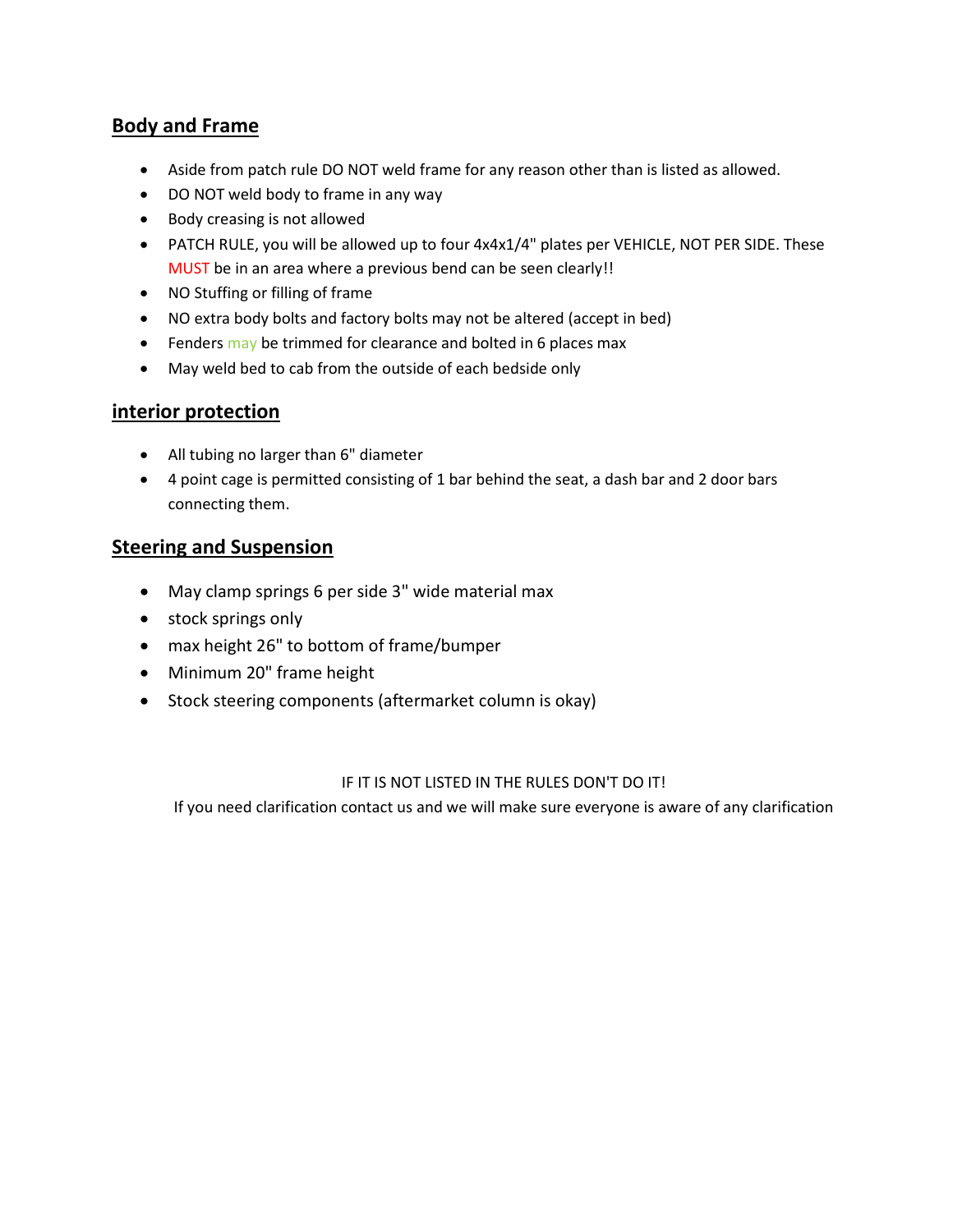## Body and Frame

- Aside from patch rule DO NOT weld frame for any reason other than is listed as allowed.
- DO NOT weld body to frame in any way
- Body creasing is not allowed
- PATCH RULE, you will be allowed up to four 4x4x1/4" plates per VEHICLE, NOT PER SIDE. These MUST be in an area where a previous bend can be seen clearly!!
- NO Stuffing or filling of frame
- NO extra body bolts and factory bolts may not be altered (accept in bed)
- Fenders may be trimmed for clearance and bolted in 6 places max
- May weld bed to cab from the outside of each bedside only

## interior protection

- All tubing no larger than 6" diameter
- 4 point cage is permitted consisting of 1 bar behind the seat, a dash bar and 2 door bars connecting them.

## Steering and Suspension

- May clamp springs 6 per side 3" wide material max
- stock springs only
- max height 26" to bottom of frame/bumper
- Minimum 20" frame height
- Stock steering components (aftermarket column is okay)

IF IT IS NOT LISTED IN THE RULES DON'T DO IT!

If you need clarification contact us and we will make sure everyone is aware of any clarification